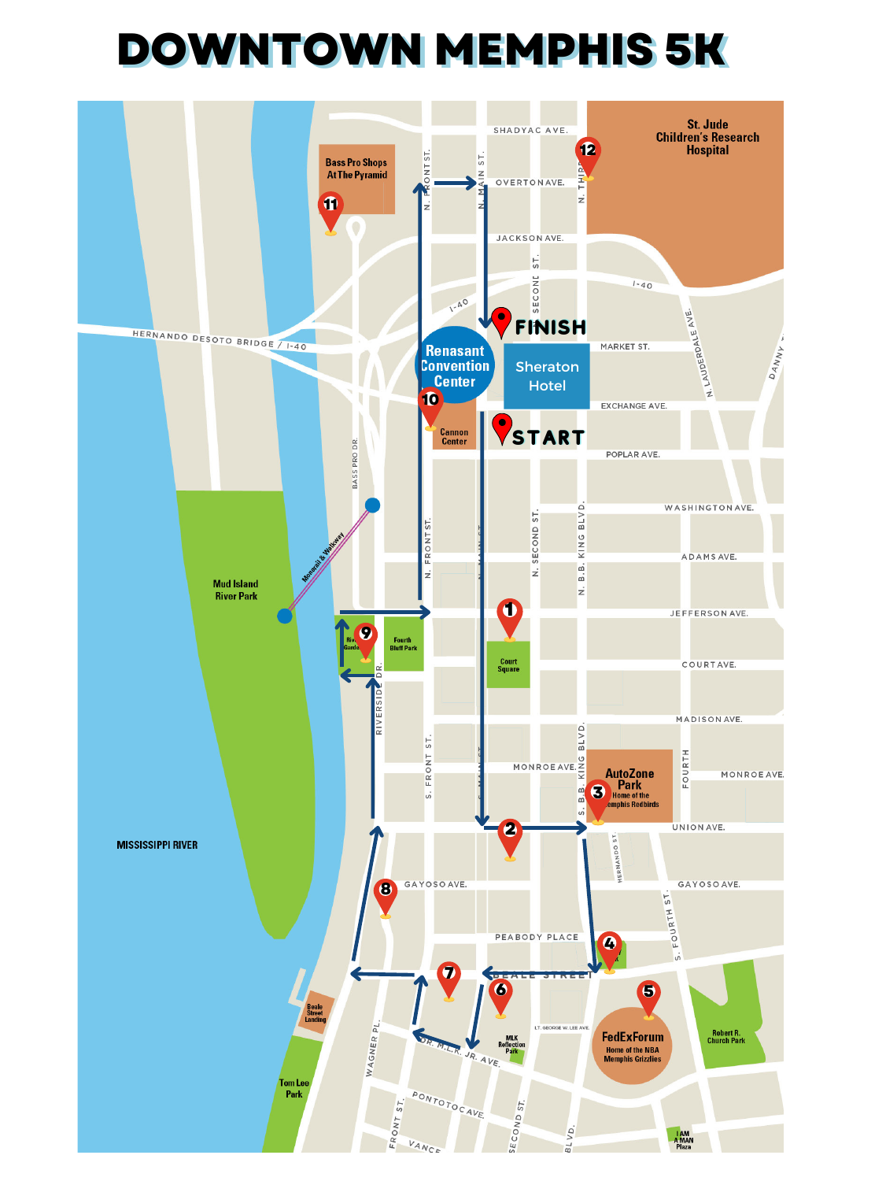# DOWNTOWN MEMPHIS 5K

SHADYAC AVE.

St. Jude Children's Research Hospital

Bass Pro Shops At The Pyramid

OVERTON AVE.

JACKSON AVE.

I-40

HERNANDO DESOTO BRIDGE / I-40

FINISH

Renasant Convention Center

Sheraton Hotel

MARKET ST.

EXCHANGE AVE.

Cannon Center

START

POPLAR AVE.

WASHINGTON AVE.

ADAMS AVE.

Monorail & Walkway

Mud Island River Park

JEFFERSON AVE.

Fourth Bluff Park

Court Square

COURT AVE.

MADISON AVE.

MONROE AVE.

AutoZone Park Home of the Memphis Redbirds

UNION AVE.

MISSISSIPPI RIVER

GAYOSO AVE.

PEABODY PLACE

BEALE STREET

Beale Street Landing

DR. M.L.K. JR. AVE.

MLK Reflection Park

LT. GEORGE W. LEE AVE.

FedExForum Home of the NBA Memphis Grizzlies

Robert R. Church Park

Tom Lee Park

PONTOTOC AVE.

VANCE

I AM A MAN Plaza

N. FRONT ST.

N. MAIN ST.

SECOND ST.

N. THIRD

N. LAUDERDALE AVE.

DANNY THOMAS

BASS PRO DR.

N. SECOND ST.

N. B.B. KING BLVD.

RIVERSIDE DR.

S. FRONT ST.

S. MAIN ST.

S. B.B. KING BLVD.

FOURTH

HERNANDO ST.

S. FOURTH ST.

WAGNER PL.

FRONT ST.

SECOND ST.

BLVD.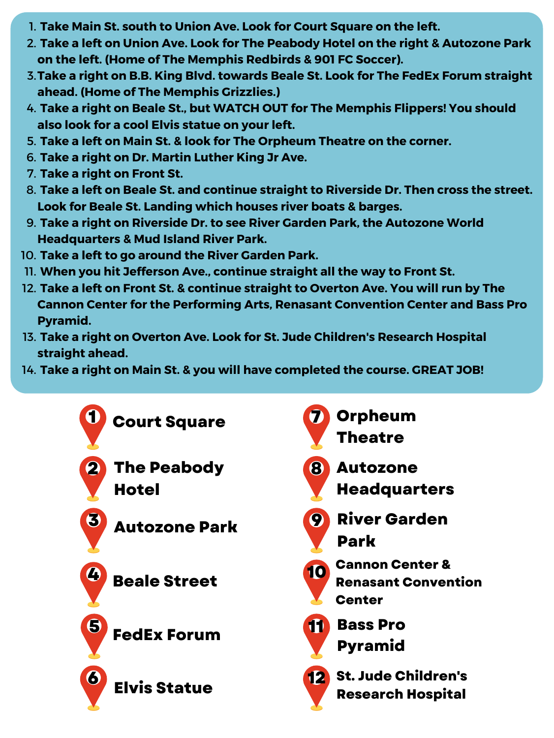1. **Take Main St. south to Union Ave. Look for Court Square on the left.**
2. **Take a left on Union Ave. Look for The Peabody Hotel on the right & Autozone Park on the left. (Home of The Memphis Redbirds & 901 FC Soccer).**
3. **Take a right on B.B. King Blvd. towards Beale St. Look for The FedEx Forum straight ahead. (Home of The Memphis Grizzlies.)**
4. **Take a right on Beale St., but WATCH OUT for The Memphis Flippers! You should also look for a cool Elvis statue on your left.**
5. **Take a left on Main St. & look for The Orpheum Theatre on the corner.**
6. **Take a right on Dr. Martin Luther King Jr Ave.**
7. **Take a right on Front St.**
8. **Take a left on Beale St. and continue straight to Riverside Dr. Then cross the street. Look for Beale St. Landing which houses river boats & barges.**
9. **Take a right on Riverside Dr. to see River Garden Park, the Autozone World Headquarters & Mud Island River Park.**
10. **Take a left to go around the River Garden Park.**
11. **When you hit Jefferson Ave., continue straight all the way to Front St.**
12. **Take a left on Front St. & continue straight to Overton Ave. You will run by The Cannon Center for the Performing Arts, Renasant Convention Center and Bass Pro Pyramid.**
13. **Take a right on Overton Ave. Look for St. Jude Children's Research Hospital straight ahead.**
14. **Take a right on Main St. & you will have completed the course. GREAT JOB!**

1 **Court Square**

2 **The Peabody Hotel**

3 **Autozone Park**

4 **Beale Street**

5 **FedEx Forum**

6 **Elvis Statue**

7 **Orpheum Theatre**

8 **Autozone Headquarters**

9 **River Garden Park**

10 **Cannon Center & Renasant Convention Center**

11 **Bass Pro Pyramid**

12 **St. Jude Children's Research Hospital**